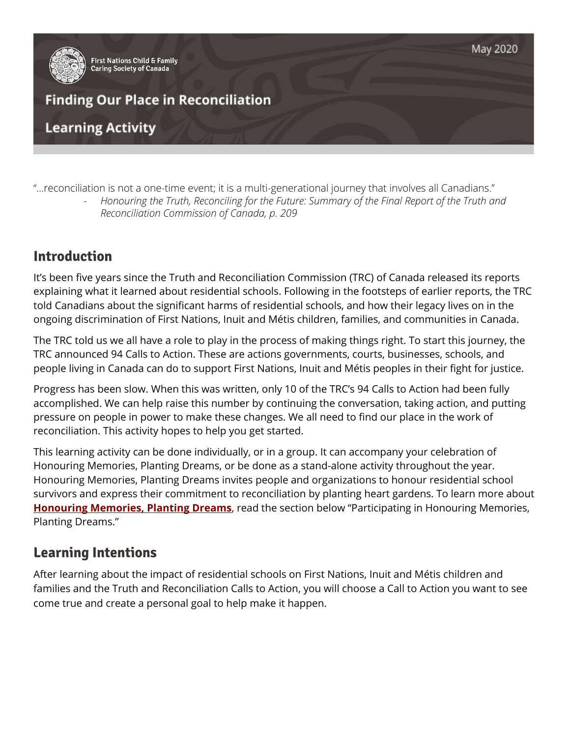First Nations Child & Family Caring Society of Canada

May 2020

# Finding Our Place in Reconciliation

## Learning Activity

"…reconciliation is not a one-time event; it is a multi-generational journey that involves all Canadians."

- *Honouring the Truth, Reconciling for the Future: Summary of the Final Report of the Truth and Reconciliation Commission of Canada, p. 209*

## Introduction

It's been five years since the Truth and Reconciliation Commission (TRC) of Canada released its reports explaining what it learned about residential schools. Following in the footsteps of earlier reports, the TRC told Canadians about the significant harms of residential schools, and how their legacy lives on in the ongoing discrimination of First Nations, Inuit and Métis children, families, and communities in Canada.

The TRC told us we all have a role to play in the process of making things right. To start this journey, the TRC announced 94 Calls to Action. These are actions governments, courts, businesses, schools, and people living in Canada can do to support First Nations, Inuit and Métis peoples in their fight for justice.

Progress has been slow. When this was written, only 10 of the TRC's 94 Calls to Action had been fully accomplished. We can help raise this number by continuing the conversation, taking action, and putting pressure on people in power to make these changes. We all need to find our place in the work of reconciliation. This activity hopes to help you get started.

This learning activity can be done individually, or in a group. It can accompany your celebration of Honouring Memories, Planting Dreams, or be done as a stand-alone activity throughout the year. Honouring Memories, Planting Dreams invites people and organizations to honour residential school survivors and express their commitment to reconciliation by planting heart gardens. To learn more about **Honouring Memories, Planting Dreams**, read the section below "Participating in Honouring Memories, Planting Dreams."

## Learning Intentions

After learning about the impact of residential schools on First Nations, Inuit and Métis children and families and the Truth and Reconciliation Calls to Action, you will choose a Call to Action you want to see come true and create a personal goal to help make it happen.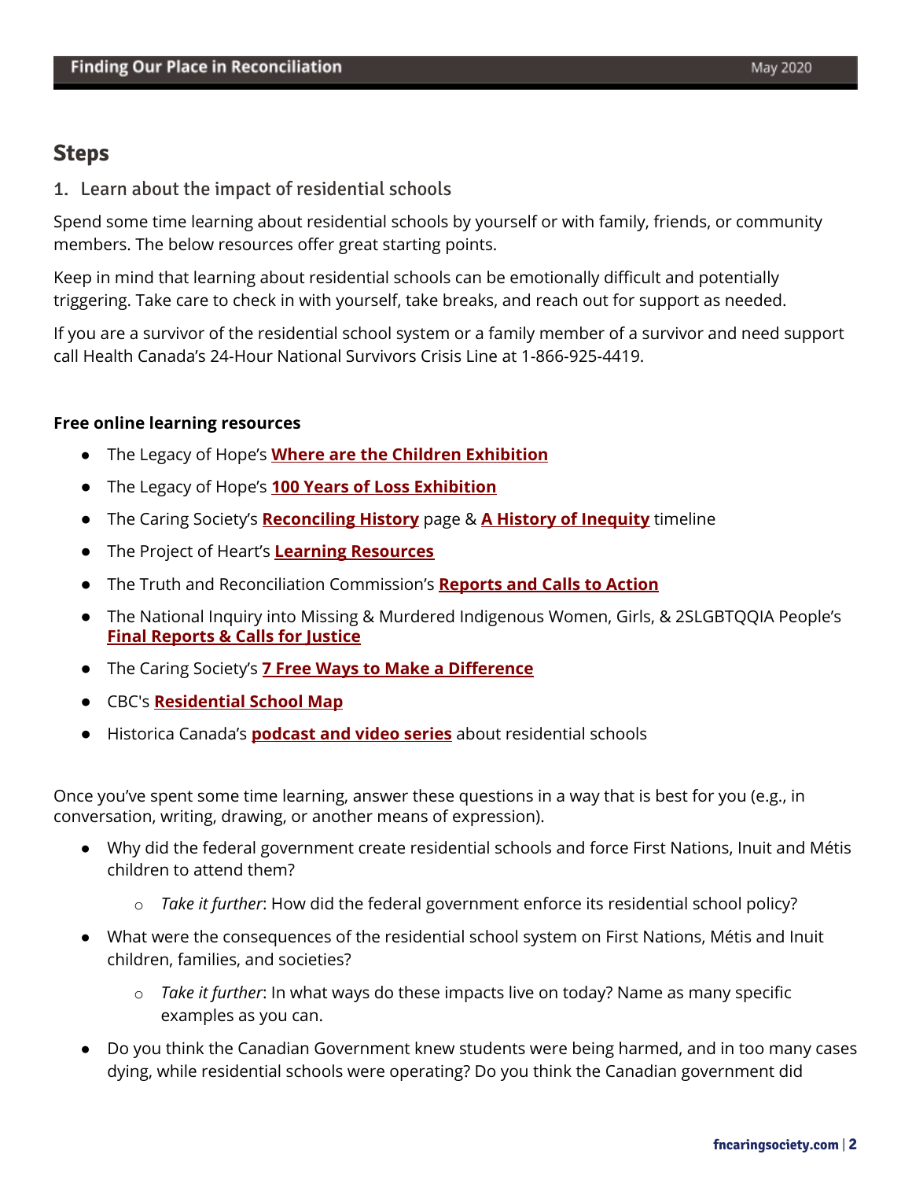## Steps

### 1. Learn about the impact of residential schools

Spend some time learning about residential schools by yourself or with family, friends, or community members. The below resources offer great starting points.

Keep in mind that learning about residential schools can be emotionally difficult and potentially triggering. Take care to check in with yourself, take breaks, and reach out for support as needed.

If you are a survivor of the residential school system or a family member of a survivor and need support call Health Canada's 24-Hour National Survivors Crisis Line at 1-866-925-4419.

**Free online learning resources**

- The Legacy of Hope's **Where are the Children Exhibition**
- The Legacy of Hope's **100 Years of Loss Exhibition**
- The Caring Society's **Reconciling History** page & **A History of Inequity** timeline
- The Project of Heart's **Learning Resources**
- The Truth and Reconciliation Commission's **Reports and Calls to Action**
- The National Inquiry into Missing & Murdered Indigenous Women, Girls, & 2SLGBTQQIA People's **Final Reports & Calls for Justice**
- The Caring Society's **7 Free Ways to Make a Difference**
- CBC's **Residential School Map**
- Historica Canada's **podcast and video series** about residential schools

Once you've spent some time learning, answer these questions in a way that is best for you (e.g., in conversation, writing, drawing, or another means of expression).

- Why did the federal government create residential schools and force First Nations, Inuit and Métis children to attend them?
  - *Take it further*: How did the federal government enforce its residential school policy?
- What were the consequences of the residential school system on First Nations, Métis and Inuit children, families, and societies?
  - *Take it further*: In what ways do these impacts live on today? Name as many specific examples as you can.
- Do you think the Canadian Government knew students were being harmed, and in too many cases dying, while residential schools were operating? Do you think the Canadian government did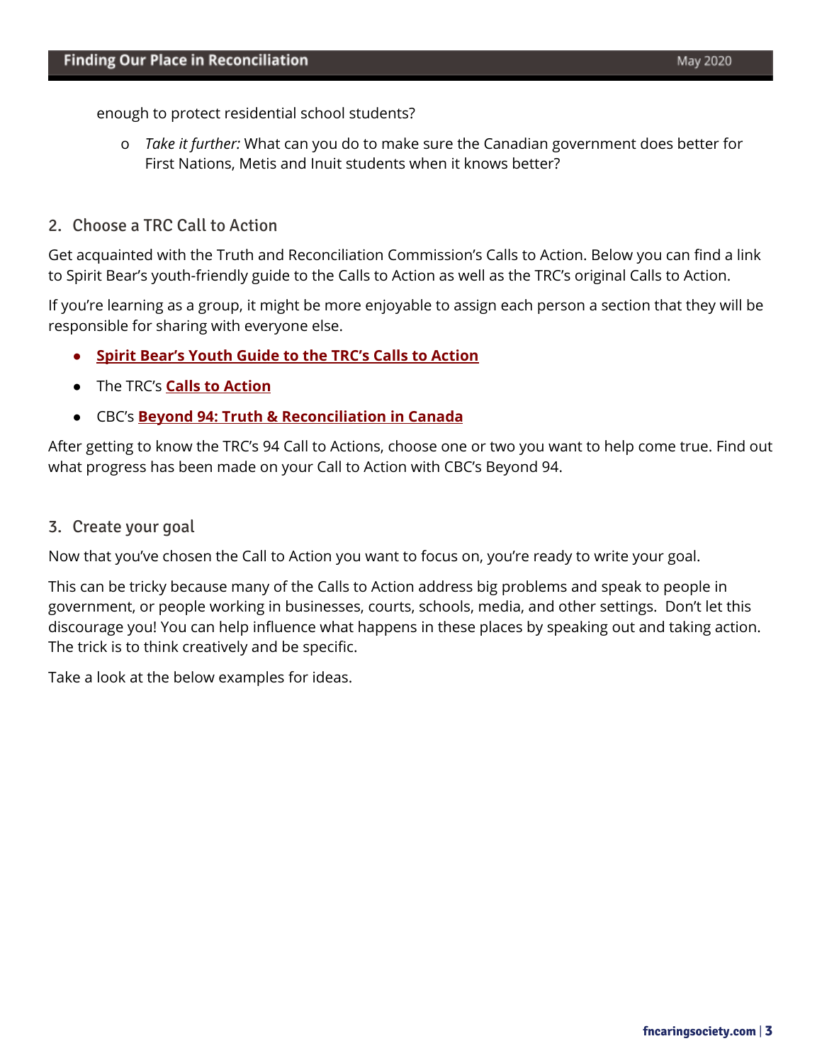enough to protect residential school students?

- *Take it further:* What can you do to make sure the Canadian government does better for First Nations, Metis and Inuit students when it knows better?

## 2. Choose a TRC Call to Action

Get acquainted with the Truth and Reconciliation Commission's Calls to Action. Below you can find a link to Spirit Bear's youth-friendly guide to the Calls to Action as well as the TRC's original Calls to Action.

If you're learning as a group, it might be more enjoyable to assign each person a section that they will be responsible for sharing with everyone else.

- **Spirit Bear's Youth Guide to the TRC's Calls to Action**
- The TRC's **Calls to Action**
- CBC's **Beyond 94: Truth & Reconciliation in Canada**

After getting to know the TRC's 94 Call to Actions, choose one or two you want to help come true. Find out what progress has been made on your Call to Action with CBC's Beyond 94.

## 3. Create your goal

Now that you've chosen the Call to Action you want to focus on, you're ready to write your goal.

This can be tricky because many of the Calls to Action address big problems and speak to people in government, or people working in businesses, courts, schools, media, and other settings. Don't let this discourage you! You can help influence what happens in these places by speaking out and taking action. The trick is to think creatively and be specific.

Take a look at the below examples for ideas.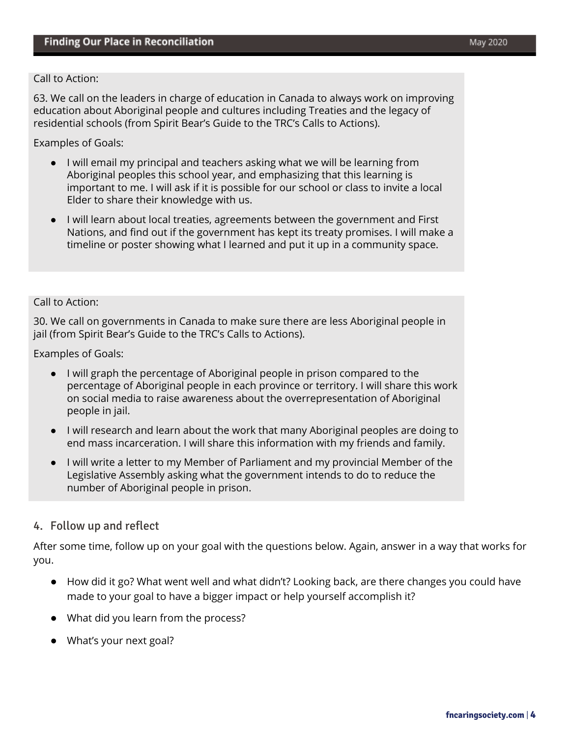Call to Action:

63. We call on the leaders in charge of education in Canada to always work on improving education about Aboriginal people and cultures including Treaties and the legacy of residential schools (from Spirit Bear's Guide to the TRC's Calls to Actions).

Examples of Goals:

- I will email my principal and teachers asking what we will be learning from Aboriginal peoples this school year, and emphasizing that this learning is important to me. I will ask if it is possible for our school or class to invite a local Elder to share their knowledge with us.
- I will learn about local treaties, agreements between the government and First Nations, and find out if the government has kept its treaty promises. I will make a timeline or poster showing what I learned and put it up in a community space.

Call to Action:

30. We call on governments in Canada to make sure there are less Aboriginal people in jail (from Spirit Bear's Guide to the TRC's Calls to Actions).

Examples of Goals:

- I will graph the percentage of Aboriginal people in prison compared to the percentage of Aboriginal people in each province or territory. I will share this work on social media to raise awareness about the overrepresentation of Aboriginal people in jail.
- I will research and learn about the work that many Aboriginal peoples are doing to end mass incarceration. I will share this information with my friends and family.
- I will write a letter to my Member of Parliament and my provincial Member of the Legislative Assembly asking what the government intends to do to reduce the number of Aboriginal people in prison.

## 4. Follow up and reflect

After some time, follow up on your goal with the questions below. Again, answer in a way that works for you.

- How did it go? What went well and what didn't? Looking back, are there changes you could have made to your goal to have a bigger impact or help yourself accomplish it?
- What did you learn from the process?
- What's your next goal?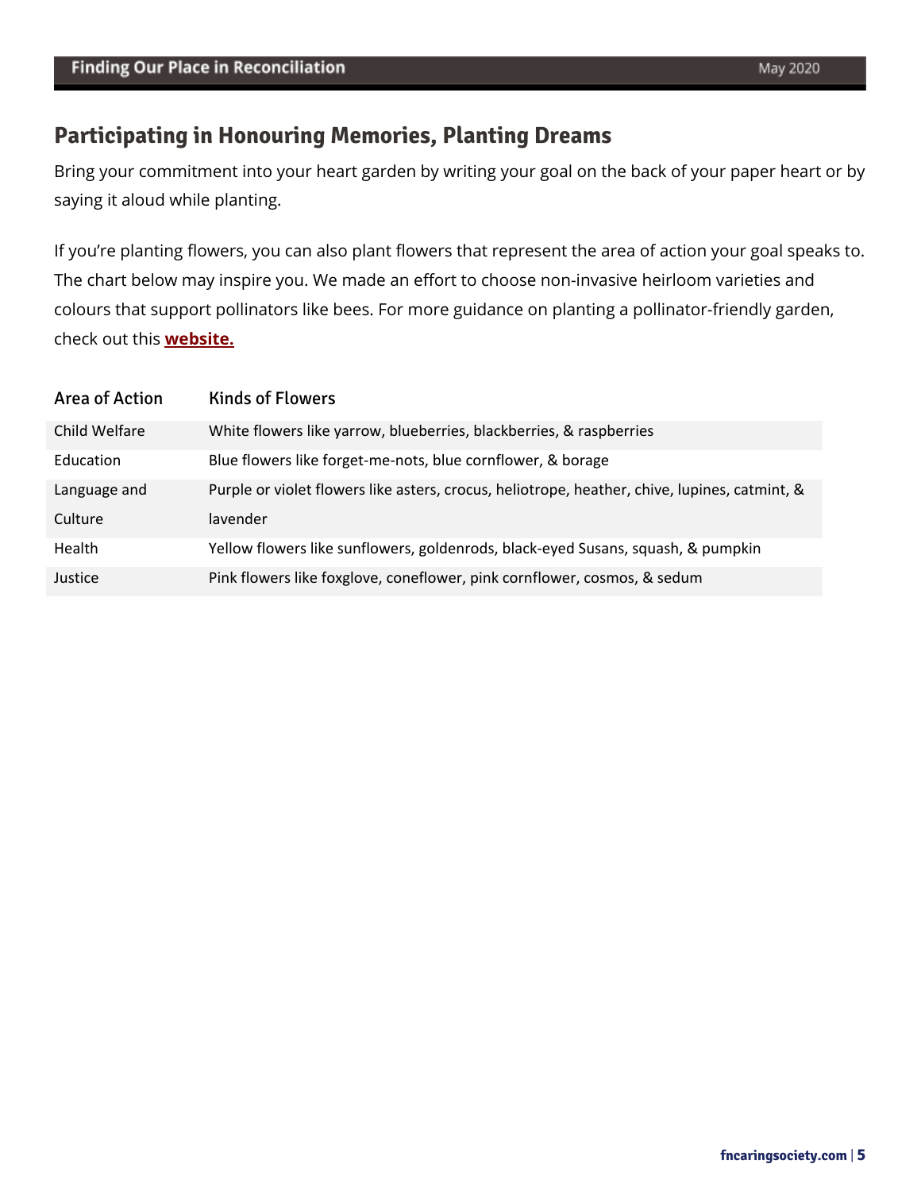## Participating in Honouring Memories, Planting Dreams

Bring your commitment into your heart garden by writing your goal on the back of your paper heart or by saying it aloud while planting.

If you're planting flowers, you can also plant flowers that represent the area of action your goal speaks to. The chart below may inspire you. We made an effort to choose non-invasive heirloom varieties and colours that support pollinators like bees. For more guidance on planting a pollinator-friendly garden, check out this **website.**

| Area of Action | Kinds of Flowers |
|---|---|
| Child Welfare | White flowers like yarrow, blueberries, blackberries, & raspberries |
| Education | Blue flowers like forget-me-nots, blue cornflower, & borage |
| Language and Culture | Purple or violet flowers like asters, crocus, heliotrope, heather, chive, lupines, catmint, & lavender |
| Health | Yellow flowers like sunflowers, goldenrods, black-eyed Susans, squash, & pumpkin |
| Justice | Pink flowers like foxglove, coneflower, pink cornflower, cosmos, & sedum |